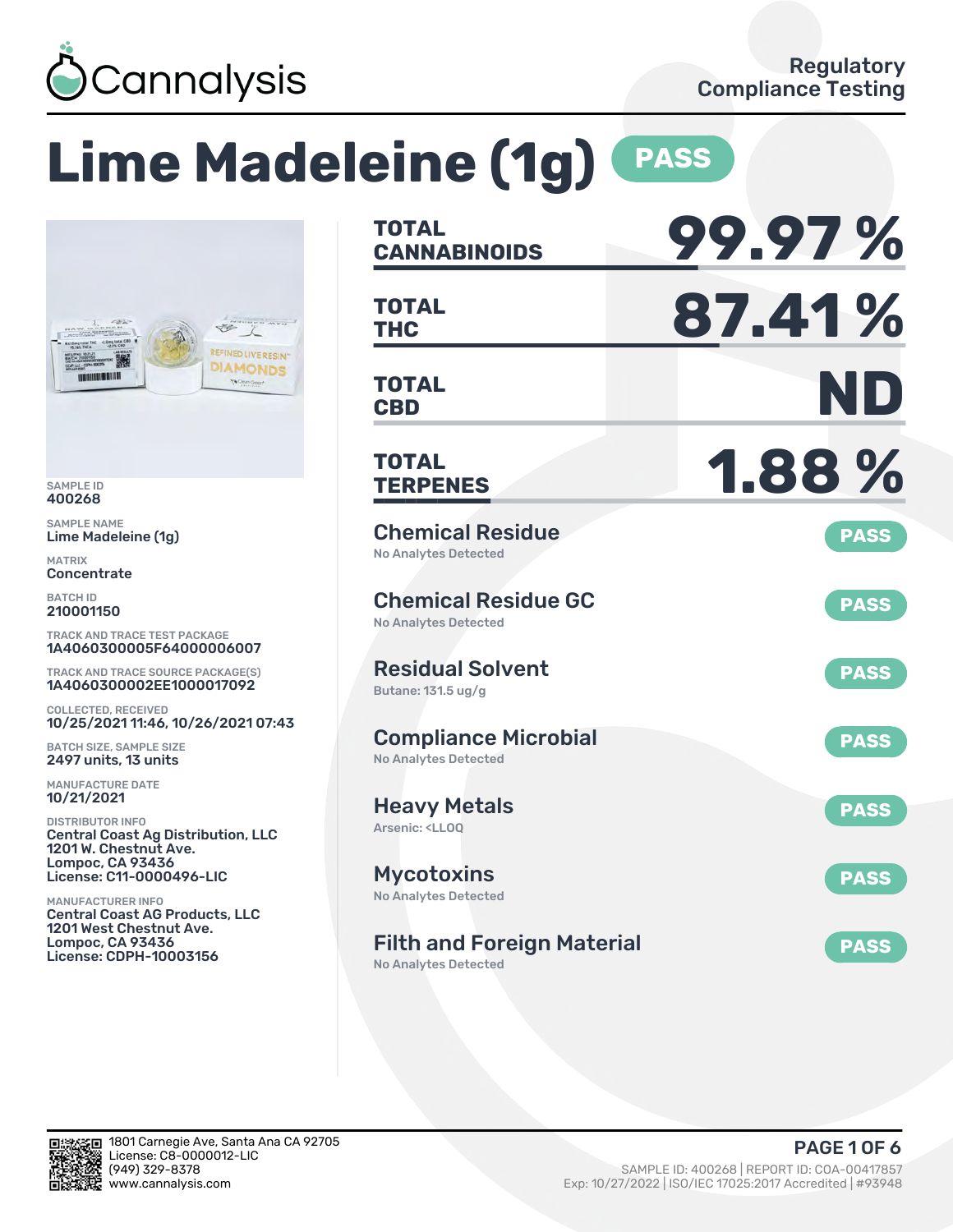Cannalysis

Regulatory Compliance Testing

# Lime Madeleine (1g) PASS

SAMPLE ID
400268

SAMPLE NAME
Lime Madeleine (1g)

MATRIX
Concentrate

BATCH ID
210001150

TRACK AND TRACE TEST PACKAGE
1A4060300005F64000006007

TRACK AND TRACE SOURCE PACKAGE(S)
1A4060300002EE1000017092

COLLECTED, RECEIVED
10/25/2021 11:46, 10/26/2021 07:43

BATCH SIZE, SAMPLE SIZE
2497 units, 13 units

MANUFACTURE DATE
10/21/2021

DISTRIBUTOR INFO
Central Coast Ag Distribution, LLC
1201 W. Chestnut Ave.
Lompoc, CA 93436
License: C11-0000496-LIC

MANUFACTURER INFO
Central Coast AG Products, LLC
1201 West Chestnut Ave.
Lompoc, CA 93436
License: CDPH-10003156

| | |
|---|---|
| **TOTAL CANNABINOIDS** | **99.97 %** |
| **TOTAL THC** | **87.41 %** |
| **TOTAL CBD** | **ND** |
| **TOTAL TERPENES** | **1.88 %** |

| Test | Result | Status |
|---|---|---|
| Chemical Residue | No Analytes Detected | PASS |
| Chemical Residue GC | No Analytes Detected | PASS |
| Residual Solvent | Butane: 131.5 ug/g | PASS |
| Compliance Microbial | No Analytes Detected | PASS |
| Heavy Metals | Arsenic: <LLOQ | PASS |
| Mycotoxins | No Analytes Detected | PASS |
| Filth and Foreign Material | No Analytes Detected | PASS |

1801 Carnegie Ave, Santa Ana CA 92705
License: C8-0000012-LIC
(949) 329-8378
www.cannalysis.com

SAMPLE ID: 400268 | REPORT ID: COA-00417857
Exp: 10/27/2022 | ISO/IEC 17025:2017 Accredited | #93948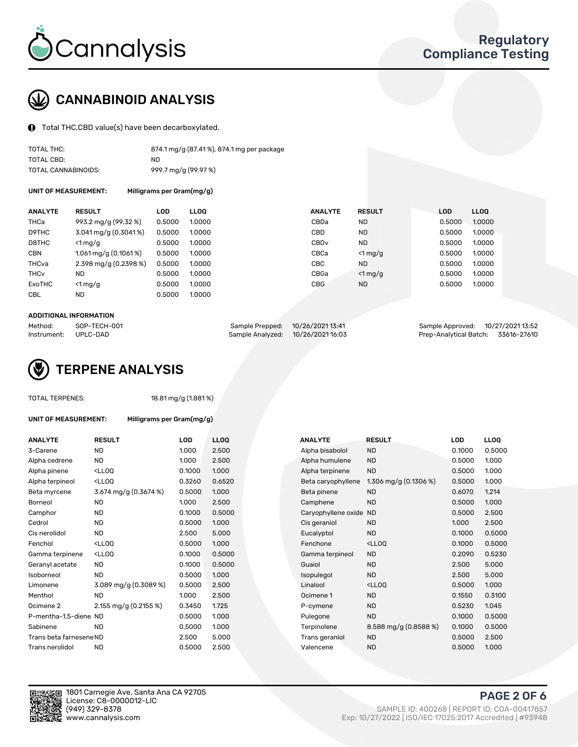# Cannalysis

**Regulatory Compliance Testing**

## CANNABINOID ANALYSIS

Total THC,CBD value(s) have been decarboxylated.

| | |
|---|---|
| TOTAL THC: | 874.1 mg/g (87.41 %), 874.1 mg per package |
| TOTAL CBD: | ND |
| TOTAL CANNABINOIDS: | 999.7 mg/g (99.97 %) |

**UNIT OF MEASUREMENT:** Milligrams per Gram(mg/g)

| ANALYTE | RESULT | LOD | LLOQ |
|---|---|---|---|
| THCa | 993.2 mg/g (99.32 %) | 0.5000 | 1.0000 |
| D9THC | 3.041 mg/g (0.3041 %) | 0.5000 | 1.0000 |
| D8THC | <1 mg/g | 0.5000 | 1.0000 |
| CBN | 1.061 mg/g (0.1061 %) | 0.5000 | 1.0000 |
| THCva | 2.398 mg/g (0.2398 %) | 0.5000 | 1.0000 |
| THCv | ND | 0.5000 | 1.0000 |
| ExoTHC | <1 mg/g | 0.5000 | 1.0000 |
| CBL | ND | 0.5000 | 1.0000 |
| CBDa | ND | 0.5000 | 1.0000 |
| CBD | ND | 0.5000 | 1.0000 |
| CBDv | ND | 0.5000 | 1.0000 |
| CBCa | <1 mg/g | 0.5000 | 1.0000 |
| CBC | ND | 0.5000 | 1.0000 |
| CBGa | <1 mg/g | 0.5000 | 1.0000 |
| CBG | ND | 0.5000 | 1.0000 |

**ADDITIONAL INFORMATION**

| | | | | | |
|---|---|---|---|---|---|
| Method: | SOP-TECH-001 | Sample Prepped: | 10/26/2021 13:41 | Sample Approved: | 10/27/2021 13:52 |
| Instrument: | UPLC-DAD | Sample Analyzed: | 10/26/2021 16:03 | Prep-Analytical Batch: | 33616-27610 |

## TERPENE ANALYSIS

TOTAL TERPENES: 18.81 mg/g (1.881 %)

**UNIT OF MEASUREMENT:** Milligrams per Gram(mg/g)

| ANALYTE | RESULT | LOD | LLOQ |
|---|---|---|---|
| 3-Carene | ND | 1.000 | 2.500 |
| Alpha cedrene | ND | 1.000 | 2.500 |
| Alpha pinene | <LLOQ | 0.1000 | 1.000 |
| Alpha terpineol | <LLOQ | 0.3260 | 0.6520 |
| Beta myrcene | 3.674 mg/g (0.3674 %) | 0.5000 | 1.000 |
| Borneol | ND | 1.000 | 2.500 |
| Camphor | ND | 0.1000 | 0.5000 |
| Cedrol | ND | 0.5000 | 1.000 |
| Cis nerolidol | ND | 2.500 | 5.000 |
| Fenchol | <LLOQ | 0.5000 | 1.000 |
| Gamma terpinene | <LLOQ | 0.1000 | 0.5000 |
| Geranyl acetate | ND | 0.1000 | 0.5000 |
| Isoborneol | ND | 0.5000 | 1.000 |
| Limonene | 3.089 mg/g (0.3089 %) | 0.5000 | 2.500 |
| Menthol | ND | 1.000 | 2.500 |
| Ocimene 2 | 2.155 mg/g (0.2155 %) | 0.3450 | 1.725 |
| P-mentha-1,5-diene | ND | 0.5000 | 1.000 |
| Sabinene | ND | 0.5000 | 1.000 |
| Trans beta farnesene | ND | 2.500 | 5.000 |
| Trans nerolidol | ND | 0.5000 | 2.500 |
| Alpha bisabolol | ND | 0.1000 | 0.5000 |
| Alpha humulene | ND | 0.5000 | 1.000 |
| Alpha terpinene | ND | 0.5000 | 1.000 |
| Beta caryophyllene | 1.306 mg/g (0.1306 %) | 0.5000 | 1.000 |
| Beta pinene | ND | 0.6070 | 1.214 |
| Camphene | ND | 0.5000 | 1.000 |
| Caryophyllene oxide | ND | 0.5000 | 2.500 |
| Cis geraniol | ND | 1.000 | 2.500 |
| Eucalyptol | ND | 0.1000 | 0.5000 |
| Fenchone | <LLOQ | 0.1000 | 0.5000 |
| Gamma terpineol | ND | 0.2090 | 0.5230 |
| Guaiol | ND | 2.500 | 5.000 |
| Isopulegol | ND | 2.500 | 5.000 |
| Linalool | <LLOQ | 0.5000 | 1.000 |
| Ocimene 1 | ND | 0.1550 | 0.3100 |
| P-cymene | ND | 0.5230 | 1.045 |
| Pulegone | ND | 0.1000 | 0.5000 |
| Terpinolene | 8.588 mg/g (0.8588 %) | 0.1000 | 0.5000 |
| Trans geraniol | ND | 0.5000 | 2.500 |
| Valencene | ND | 0.5000 | 1.000 |

1801 Carnegie Ave, Santa Ana CA 92705
License: C8-0000012-LIC
(949) 329-8378
www.cannalysis.com

SAMPLE ID: 400268 | REPORT ID: COA-00417857
Exp: 10/27/2022 | ISO/IEC 17025:2017 Accredited | #93948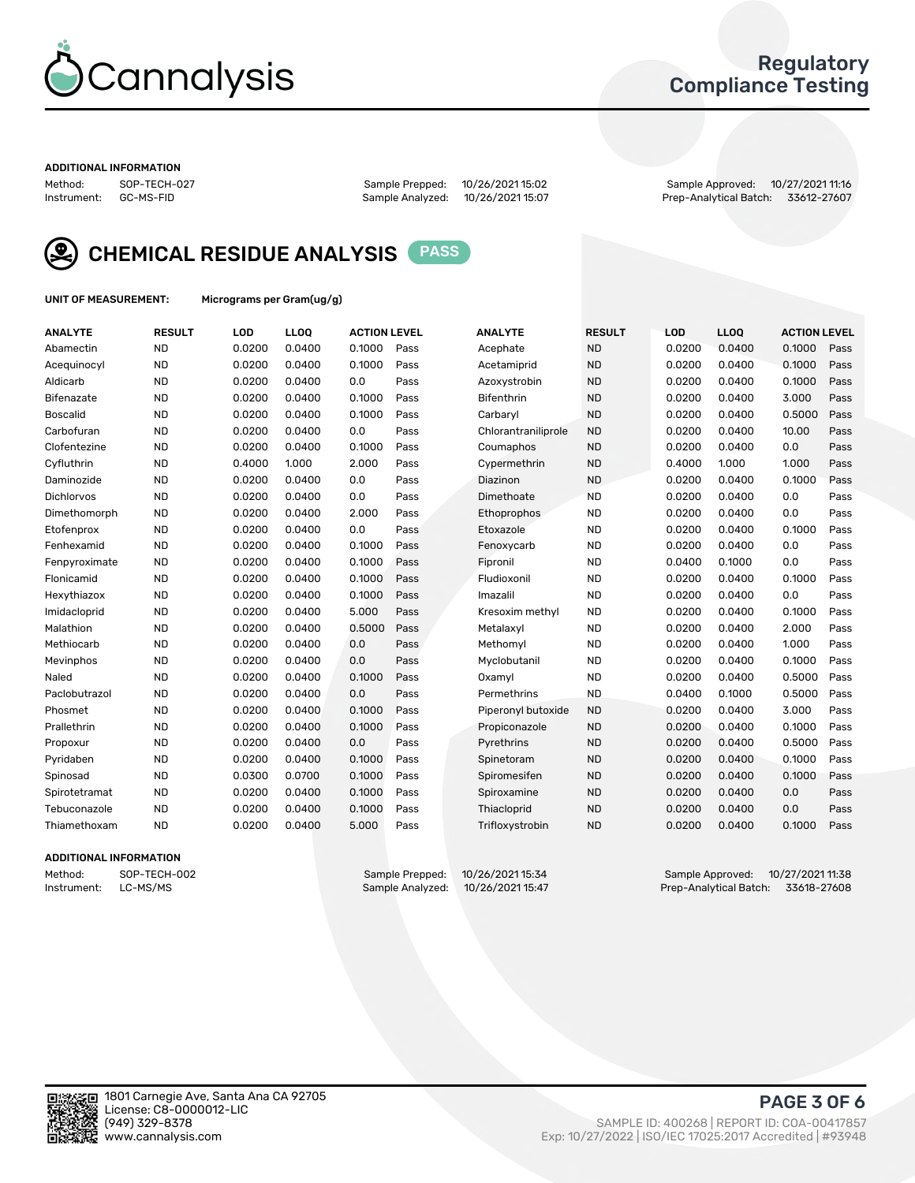Regulatory Compliance Testing

## ADDITIONAL INFORMATION

Method: SOP-TECH-027
Instrument: GC-MS-FID

Sample Prepped: 10/26/2021 15:02
Sample Analyzed: 10/26/2021 15:07

Sample Approved: 10/27/2021 11:16
Prep-Analytical Batch: 33612-27607

## CHEMICAL RESIDUE ANALYSIS PASS

**UNIT OF MEASUREMENT:** Micrograms per Gram(ug/g)

| ANALYTE | RESULT | LOD | LLOQ | ACTION LEVEL | | ANALYTE | RESULT | LOD | LLOQ | ACTION LEVEL | |
|---|---|---|---|---|---|---|---|---|---|---|---|
| Abamectin | ND | 0.0200 | 0.0400 | 0.1000 | Pass | Acephate | ND | 0.0200 | 0.0400 | 0.1000 | Pass |
| Acequinocyl | ND | 0.0200 | 0.0400 | 0.1000 | Pass | Acetamiprid | ND | 0.0200 | 0.0400 | 0.1000 | Pass |
| Aldicarb | ND | 0.0200 | 0.0400 | 0.0 | Pass | Azoxystrobin | ND | 0.0200 | 0.0400 | 0.1000 | Pass |
| Bifenazate | ND | 0.0200 | 0.0400 | 0.1000 | Pass | Bifenthrin | ND | 0.0200 | 0.0400 | 3.000 | Pass |
| Boscalid | ND | 0.0200 | 0.0400 | 0.1000 | Pass | Carbaryl | ND | 0.0200 | 0.0400 | 0.5000 | Pass |
| Carbofuran | ND | 0.0200 | 0.0400 | 0.0 | Pass | Chlorantraniliprole | ND | 0.0200 | 0.0400 | 10.00 | Pass |
| Clofentezine | ND | 0.0200 | 0.0400 | 0.1000 | Pass | Coumaphos | ND | 0.0200 | 0.0400 | 0.0 | Pass |
| Cyfluthrin | ND | 0.4000 | 1.000 | 2.000 | Pass | Cypermethrin | ND | 0.4000 | 1.000 | 1.000 | Pass |
| Daminozide | ND | 0.0200 | 0.0400 | 0.0 | Pass | Diazinon | ND | 0.0200 | 0.0400 | 0.1000 | Pass |
| Dichlorvos | ND | 0.0200 | 0.0400 | 0.0 | Pass | Dimethoate | ND | 0.0200 | 0.0400 | 0.0 | Pass |
| Dimethomorph | ND | 0.0200 | 0.0400 | 2.000 | Pass | Ethoprophos | ND | 0.0200 | 0.0400 | 0.0 | Pass |
| Etofenprox | ND | 0.0200 | 0.0400 | 0.0 | Pass | Etoxazole | ND | 0.0200 | 0.0400 | 0.1000 | Pass |
| Fenhexamid | ND | 0.0200 | 0.0400 | 0.1000 | Pass | Fenoxycarb | ND | 0.0200 | 0.0400 | 0.0 | Pass |
| Fenpyroximate | ND | 0.0200 | 0.0400 | 0.1000 | Pass | Fipronil | ND | 0.0400 | 0.1000 | 0.0 | Pass |
| Flonicamid | ND | 0.0200 | 0.0400 | 0.1000 | Pass | Fludioxonil | ND | 0.0200 | 0.0400 | 0.1000 | Pass |
| Hexythiazox | ND | 0.0200 | 0.0400 | 0.1000 | Pass | Imazalil | ND | 0.0200 | 0.0400 | 0.0 | Pass |
| Imidacloprid | ND | 0.0200 | 0.0400 | 5.000 | Pass | Kresoxim methyl | ND | 0.0200 | 0.0400 | 0.1000 | Pass |
| Malathion | ND | 0.0200 | 0.0400 | 0.5000 | Pass | Metalaxyl | ND | 0.0200 | 0.0400 | 2.000 | Pass |
| Methiocarb | ND | 0.0200 | 0.0400 | 0.0 | Pass | Methomyl | ND | 0.0200 | 0.0400 | 1.000 | Pass |
| Mevinphos | ND | 0.0200 | 0.0400 | 0.0 | Pass | Myclobutanil | ND | 0.0200 | 0.0400 | 0.1000 | Pass |
| Naled | ND | 0.0200 | 0.0400 | 0.1000 | Pass | Oxamyl | ND | 0.0200 | 0.0400 | 0.5000 | Pass |
| Paclobutrazol | ND | 0.0200 | 0.0400 | 0.0 | Pass | Permethrins | ND | 0.0400 | 0.1000 | 0.5000 | Pass |
| Phosmet | ND | 0.0200 | 0.0400 | 0.1000 | Pass | Piperonyl butoxide | ND | 0.0200 | 0.0400 | 3.000 | Pass |
| Prallethrin | ND | 0.0200 | 0.0400 | 0.1000 | Pass | Propiconazole | ND | 0.0200 | 0.0400 | 0.1000 | Pass |
| Propoxur | ND | 0.0200 | 0.0400 | 0.0 | Pass | Pyrethrins | ND | 0.0200 | 0.0400 | 0.5000 | Pass |
| Pyridaben | ND | 0.0200 | 0.0400 | 0.1000 | Pass | Spinetoram | ND | 0.0200 | 0.0400 | 0.1000 | Pass |
| Spinosad | ND | 0.0300 | 0.0700 | 0.1000 | Pass | Spiromesifen | ND | 0.0200 | 0.0400 | 0.1000 | Pass |
| Spirotetramat | ND | 0.0200 | 0.0400 | 0.1000 | Pass | Spiroxamine | ND | 0.0200 | 0.0400 | 0.0 | Pass |
| Tebuconazole | ND | 0.0200 | 0.0400 | 0.1000 | Pass | Thiacloprid | ND | 0.0200 | 0.0400 | 0.0 | Pass |
| Thiamethoxam | ND | 0.0200 | 0.0400 | 5.000 | Pass | Trifloxystrobin | ND | 0.0200 | 0.0400 | 0.1000 | Pass |

## ADDITIONAL INFORMATION

Method: SOP-TECH-002
Instrument: LC-MS/MS

Sample Prepped: 10/26/2021 15:34
Sample Analyzed: 10/26/2021 15:47

Sample Approved: 10/27/2021 11:38
Prep-Analytical Batch: 33618-27608

1801 Carnegie Ave, Santa Ana CA 92705
License: C8-0000012-LIC
(949) 329-8378
www.cannalysis.com

SAMPLE ID: 400268 | REPORT ID: COA-00417857
Exp: 10/27/2022 | ISO/IEC 17025:2017 Accredited | #93948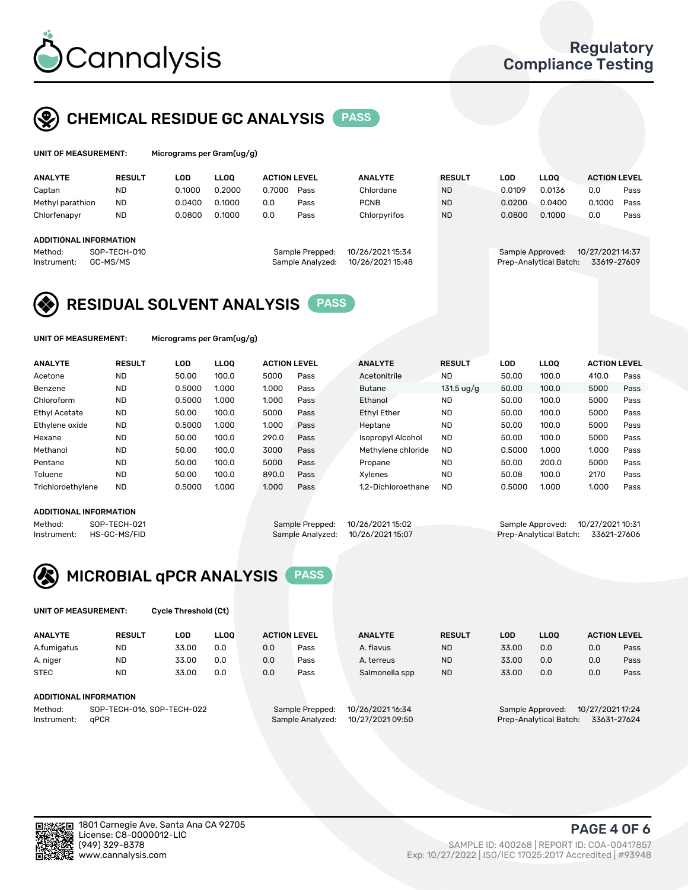# Cannalysis

Regulatory Compliance Testing

## CHEMICAL RESIDUE GC ANALYSIS PASS

**UNIT OF MEASUREMENT:** Micrograms per Gram(ug/g)

| ANALYTE | RESULT | LOD | LLOQ | ACTION LEVEL | | ANALYTE | RESULT | LOD | LLOQ | ACTION LEVEL | |
|---|---|---|---|---|---|---|---|---|---|---|---|
| Captan | ND | 0.1000 | 0.2000 | 0.7000 | Pass | Chlordane | ND | 0.0109 | 0.0136 | 0.0 | Pass |
| Methyl parathion | ND | 0.0400 | 0.1000 | 0.0 | Pass | PCNB | ND | 0.0200 | 0.0400 | 0.1000 | Pass |
| Chlorfenapyr | ND | 0.0800 | 0.1000 | 0.0 | Pass | Chlorpyrifos | ND | 0.0800 | 0.1000 | 0.0 | Pass |

**ADDITIONAL INFORMATION**

Method: SOP-TECH-010
Instrument: GC-MS/MS
Sample Prepped: 10/26/2021 15:34
Sample Analyzed: 10/26/2021 15:48
Sample Approved: 10/27/2021 14:37
Prep-Analytical Batch: 33619-27609

## RESIDUAL SOLVENT ANALYSIS PASS

**UNIT OF MEASUREMENT:** Micrograms per Gram(ug/g)

| ANALYTE | RESULT | LOD | LLOQ | ACTION LEVEL | | ANALYTE | RESULT | LOD | LLOQ | ACTION LEVEL | |
|---|---|---|---|---|---|---|---|---|---|---|---|
| Acetone | ND | 50.00 | 100.0 | 5000 | Pass | Acetonitrile | ND | 50.00 | 100.0 | 410.0 | Pass |
| Benzene | ND | 0.5000 | 1.000 | 1.000 | Pass | Butane | 131.5 ug/g | 50.00 | 100.0 | 5000 | Pass |
| Chloroform | ND | 0.5000 | 1.000 | 1.000 | Pass | Ethanol | ND | 50.00 | 100.0 | 5000 | Pass |
| Ethyl Acetate | ND | 50.00 | 100.0 | 5000 | Pass | Ethyl Ether | ND | 50.00 | 100.0 | 5000 | Pass |
| Ethylene oxide | ND | 0.5000 | 1.000 | 1.000 | Pass | Heptane | ND | 50.00 | 100.0 | 5000 | Pass |
| Hexane | ND | 50.00 | 100.0 | 290.0 | Pass | Isopropyl Alcohol | ND | 50.00 | 100.0 | 5000 | Pass |
| Methanol | ND | 50.00 | 100.0 | 3000 | Pass | Methylene chloride | ND | 0.5000 | 1.000 | 1.000 | Pass |
| Pentane | ND | 50.00 | 100.0 | 5000 | Pass | Propane | ND | 50.00 | 200.0 | 5000 | Pass |
| Toluene | ND | 50.00 | 100.0 | 890.0 | Pass | Xylenes | ND | 50.08 | 100.0 | 2170 | Pass |
| Trichloroethylene | ND | 0.5000 | 1.000 | 1.000 | Pass | 1,2-Dichloroethane | ND | 0.5000 | 1.000 | 1.000 | Pass |

**ADDITIONAL INFORMATION**

Method: SOP-TECH-021
Instrument: HS-GC-MS/FID
Sample Prepped: 10/26/2021 15:02
Sample Analyzed: 10/26/2021 15:07
Sample Approved: 10/27/2021 10:31
Prep-Analytical Batch: 33621-27606

## MICROBIAL qPCR ANALYSIS PASS

**UNIT OF MEASUREMENT:** Cycle Threshold (Ct)

| ANALYTE | RESULT | LOD | LLOQ | ACTION LEVEL | | ANALYTE | RESULT | LOD | LLOQ | ACTION LEVEL | |
|---|---|---|---|---|---|---|---|---|---|---|---|
| A.fumigatus | ND | 33.00 | 0.0 | 0.0 | Pass | A. flavus | ND | 33.00 | 0.0 | 0.0 | Pass |
| A. niger | ND | 33.00 | 0.0 | 0.0 | Pass | A. terreus | ND | 33.00 | 0.0 | 0.0 | Pass |
| STEC | ND | 33.00 | 0.0 | 0.0 | Pass | Salmonella spp | ND | 33.00 | 0.0 | 0.0 | Pass |

**ADDITIONAL INFORMATION**

Method: SOP-TECH-016, SOP-TECH-022
Instrument: qPCR
Sample Prepped: 10/26/2021 16:34
Sample Analyzed: 10/27/2021 09:50
Sample Approved: 10/27/2021 17:24
Prep-Analytical Batch: 33631-27624

1801 Carnegie Ave, Santa Ana CA 92705
License: C8-0000012-LIC
(949) 329-8378
www.cannalysis.com

SAMPLE ID: 400268 | REPORT ID: COA-00417857
Exp: 10/27/2022 | ISO/IEC 17025:2017 Accredited | #93948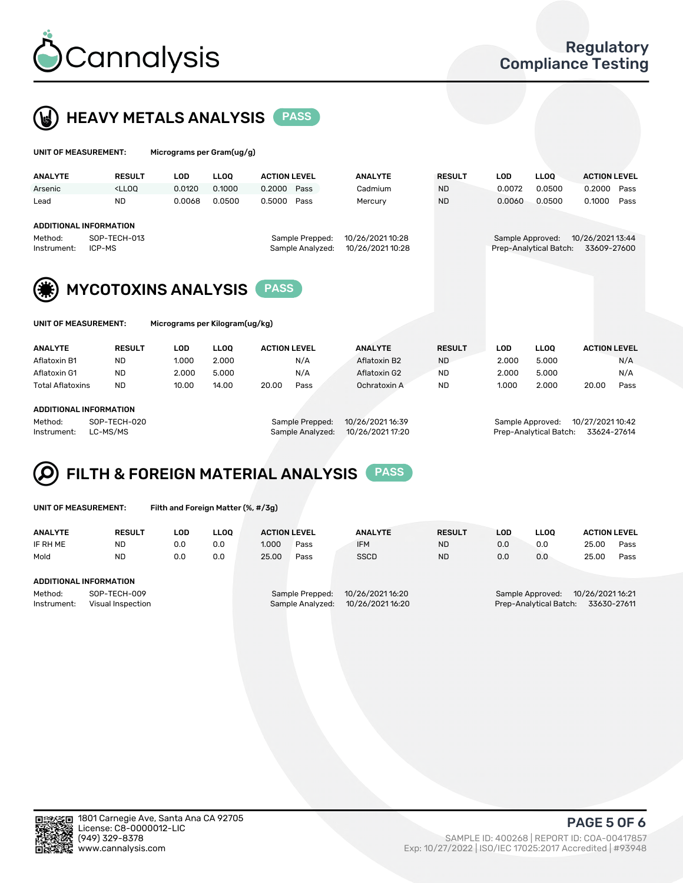# Cannalysis

## Regulatory Compliance Testing

## HEAVY METALS ANALYSIS PASS

**UNIT OF MEASUREMENT:** Micrograms per Gram(ug/g)

| ANALYTE | RESULT | LOD | LLOQ | ACTION LEVEL | | ANALYTE | RESULT | LOD | LLOQ | ACTION LEVEL | |
|---|---|---|---|---|---|---|---|---|---|---|---|
| Arsenic | <LLOQ | 0.0120 | 0.1000 | 0.2000 | Pass | Cadmium | ND | 0.0072 | 0.0500 | 0.2000 | Pass |
| Lead | ND | 0.0068 | 0.0500 | 0.5000 | Pass | Mercury | ND | 0.0060 | 0.0500 | 0.1000 | Pass |

**ADDITIONAL INFORMATION**

Method: SOP-TECH-013
Instrument: ICP-MS
Sample Prepped: 10/26/2021 10:28
Sample Analyzed: 10/26/2021 10:28
Sample Approved: 10/26/2021 13:44
Prep-Analytical Batch: 33609-27600

## MYCOTOXINS ANALYSIS PASS

**UNIT OF MEASUREMENT:** Micrograms per Kilogram(ug/kg)

| ANALYTE | RESULT | LOD | LLOQ | ACTION LEVEL | | ANALYTE | RESULT | LOD | LLOQ | ACTION LEVEL | |
|---|---|---|---|---|---|---|---|---|---|---|---|
| Aflatoxin B1 | ND | 1.000 | 2.000 | | N/A | Aflatoxin B2 | ND | 2.000 | 5.000 | | N/A |
| Aflatoxin G1 | ND | 2.000 | 5.000 | | N/A | Aflatoxin G2 | ND | 2.000 | 5.000 | | N/A |
| Total Aflatoxins | ND | 10.00 | 14.00 | 20.00 | Pass | Ochratoxin A | ND | 1.000 | 2.000 | 20.00 | Pass |

**ADDITIONAL INFORMATION**

Method: SOP-TECH-020
Instrument: LC-MS/MS
Sample Prepped: 10/26/2021 16:39
Sample Analyzed: 10/26/2021 17:20
Sample Approved: 10/27/2021 10:42
Prep-Analytical Batch: 33624-27614

## FILTH & FOREIGN MATERIAL ANALYSIS PASS

**UNIT OF MEASUREMENT:** Filth and Foreign Matter (%, #/3g)

| ANALYTE | RESULT | LOD | LLOQ | ACTION LEVEL | | ANALYTE | RESULT | LOD | LLOQ | ACTION LEVEL | |
|---|---|---|---|---|---|---|---|---|---|---|---|
| IF RH ME | ND | 0.0 | 0.0 | 1.000 | Pass | IFM | ND | 0.0 | 0.0 | 25.00 | Pass |
| Mold | ND | 0.0 | 0.0 | 25.00 | Pass | SSCD | ND | 0.0 | 0.0 | 25.00 | Pass |

**ADDITIONAL INFORMATION**

Method: SOP-TECH-009
Instrument: Visual Inspection
Sample Prepped: 10/26/2021 16:20
Sample Analyzed: 10/26/2021 16:20
Sample Approved: 10/26/2021 16:21
Prep-Analytical Batch: 33630-27611

1801 Carnegie Ave, Santa Ana CA 92705
License: C8-0000012-LIC
(949) 329-8378
www.cannalysis.com

SAMPLE ID: 400268 | REPORT ID: COA-00417857
Exp: 10/27/2022 | ISO/IEC 17025:2017 Accredited | #93948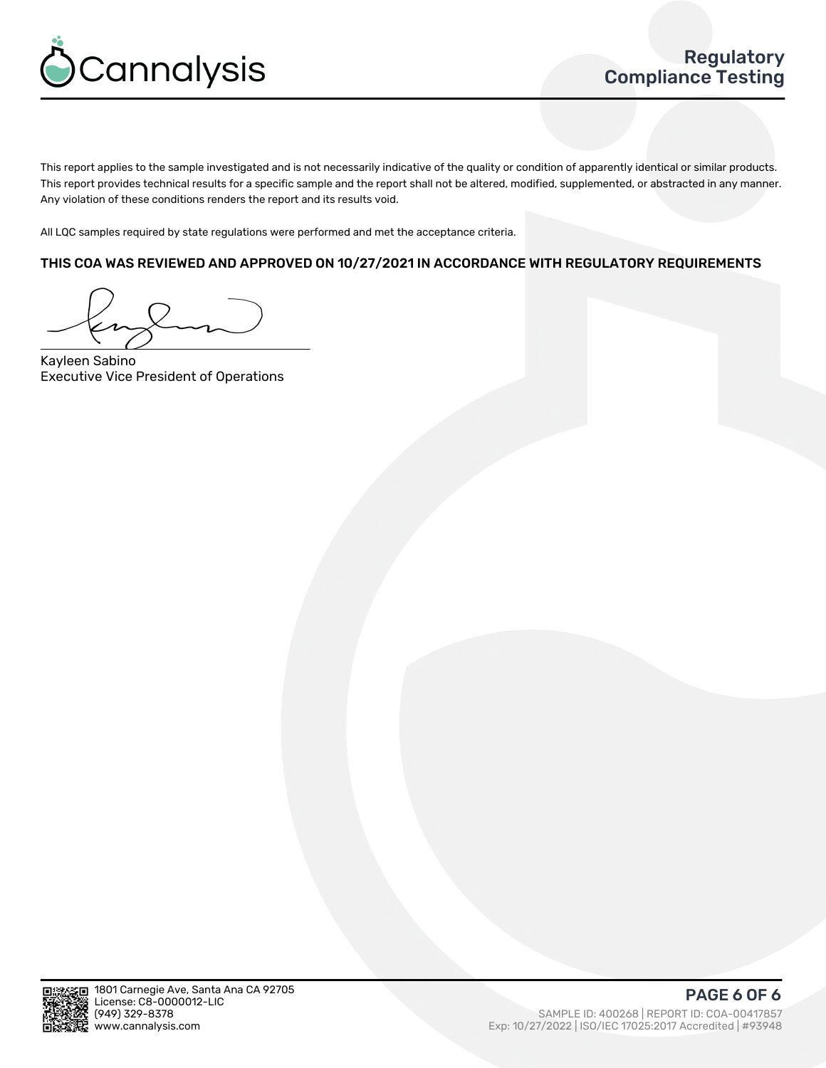This report applies to the sample investigated and is not necessarily indicative of the quality or condition of apparently identical or similar products. This report provides technical results for a specific sample and the report shall not be altered, modified, supplemented, or abstracted in any manner. Any violation of these conditions renders the report and its results void.

All LQC samples required by state regulations were performed and met the acceptance criteria.

**THIS COA WAS REVIEWED AND APPROVED ON 10/27/2021 IN ACCORDANCE WITH REGULATORY REQUIREMENTS**

Kayleen Sabino
Executive Vice President of Operations

1801 Carnegie Ave, Santa Ana CA 92705
License: C8-0000012-LIC
(949) 329-8378
www.cannalysis.com

SAMPLE ID: 400268 | REPORT ID: COA-00417857
Exp: 10/27/2022 | ISO/IEC 17025:2017 Accredited | #93948